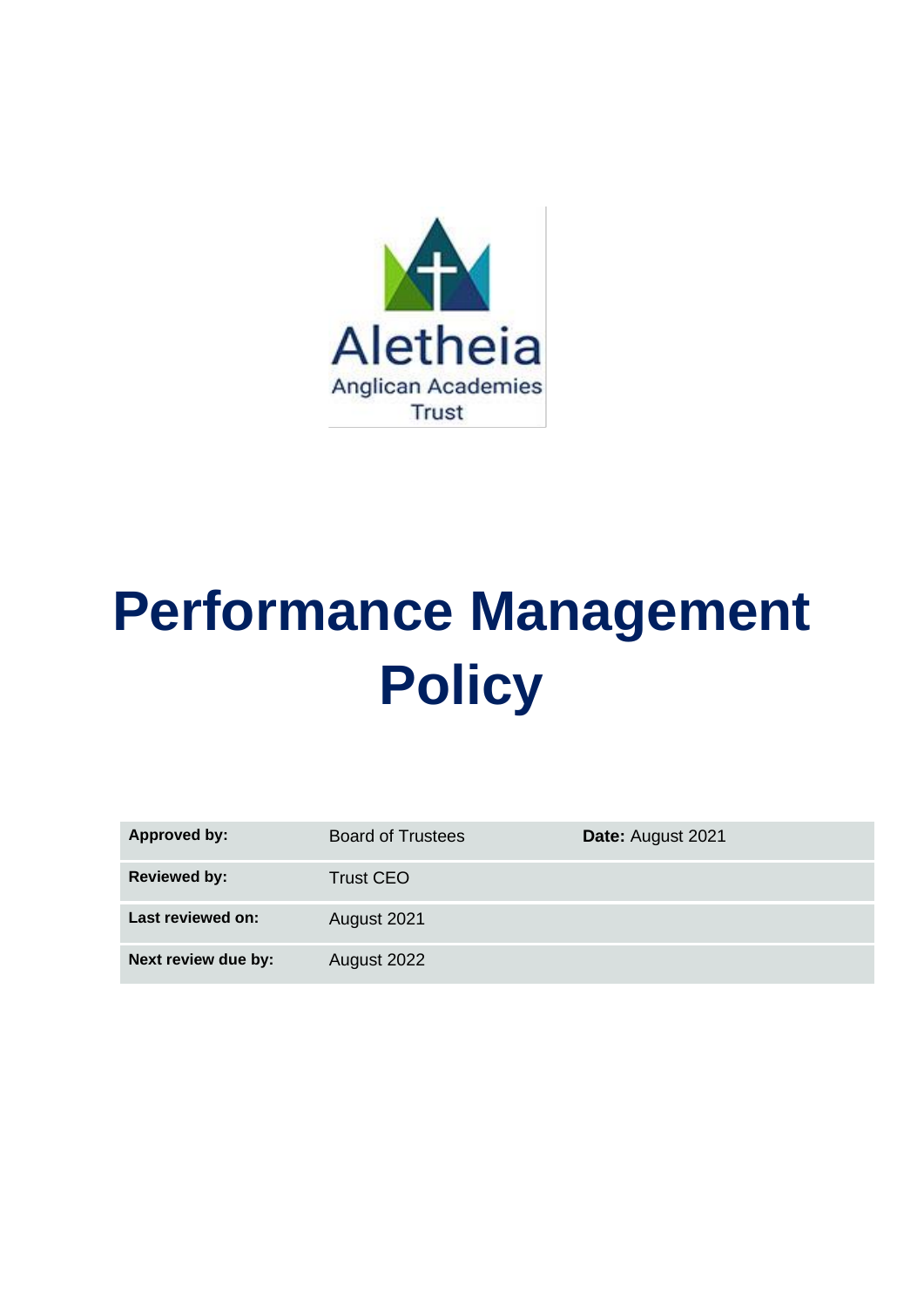Aletheia

Anglican Academies Trust

# Performance Management Policy

| Approved by: | Board of Trustees | Date: August 2021 |
| --- | --- | --- |
| Reviewed by: | Trust CEO | |
| Last reviewed on: | August 2021 | |
| Next review due by: | August 2022 | |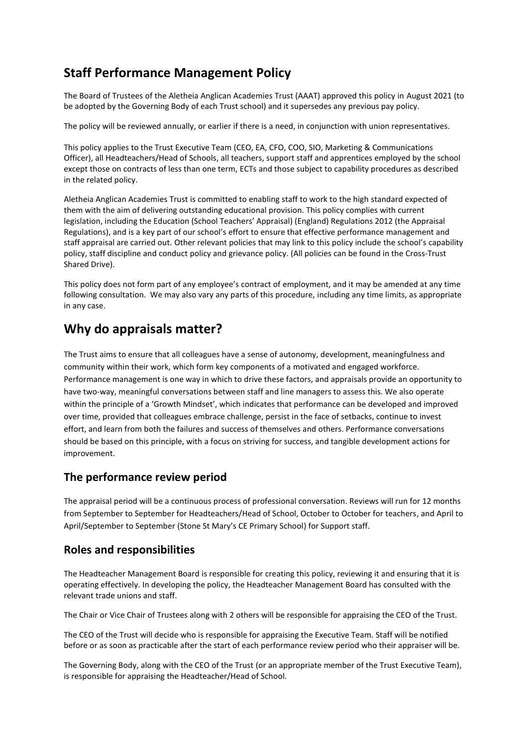## Staff Performance Management Policy

The Board of Trustees of the Aletheia Anglican Academies Trust (AAAT) approved this policy in August 2021 (to be adopted by the Governing Body of each Trust school) and it supersedes any previous pay policy.

The policy will be reviewed annually, or earlier if there is a need, in conjunction with union representatives.

This policy applies to the Trust Executive Team (CEO, EA, CFO, COO, SIO, Marketing & Communications Officer), all Headteachers/Head of Schools, all teachers, support staff and apprentices employed by the school except those on contracts of less than one term, ECTs and those subject to capability procedures as described in the related policy.

Aletheia Anglican Academies Trust is committed to enabling staff to work to the high standard expected of them with the aim of delivering outstanding educational provision. This policy complies with current legislation, including the Education (School Teachers' Appraisal) (England) Regulations 2012 (the Appraisal Regulations), and is a key part of our school's effort to ensure that effective performance management and staff appraisal are carried out. Other relevant policies that may link to this policy include the school's capability policy, staff discipline and conduct policy and grievance policy. (All policies can be found in the Cross-Trust Shared Drive).

This policy does not form part of any employee's contract of employment, and it may be amended at any time following consultation. We may also vary any parts of this procedure, including any time limits, as appropriate in any case.

## Why do appraisals matter?

The Trust aims to ensure that all colleagues have a sense of autonomy, development, meaningfulness and community within their work, which form key components of a motivated and engaged workforce. Performance management is one way in which to drive these factors, and appraisals provide an opportunity to have two-way, meaningful conversations between staff and line managers to assess this. We also operate within the principle of a 'Growth Mindset', which indicates that performance can be developed and improved over time, provided that colleagues embrace challenge, persist in the face of setbacks, continue to invest effort, and learn from both the failures and success of themselves and others. Performance conversations should be based on this principle, with a focus on striving for success, and tangible development actions for improvement.

### The performance review period

The appraisal period will be a continuous process of professional conversation. Reviews will run for 12 months from September to September for Headteachers/Head of School, October to October for teachers, and April to April/September to September (Stone St Mary's CE Primary School) for Support staff.

### Roles and responsibilities

The Headteacher Management Board is responsible for creating this policy, reviewing it and ensuring that it is operating effectively. In developing the policy, the Headteacher Management Board has consulted with the relevant trade unions and staff.

The Chair or Vice Chair of Trustees along with 2 others will be responsible for appraising the CEO of the Trust.

The CEO of the Trust will decide who is responsible for appraising the Executive Team. Staff will be notified before or as soon as practicable after the start of each performance review period who their appraiser will be.

The Governing Body, along with the CEO of the Trust (or an appropriate member of the Trust Executive Team), is responsible for appraising the Headteacher/Head of School.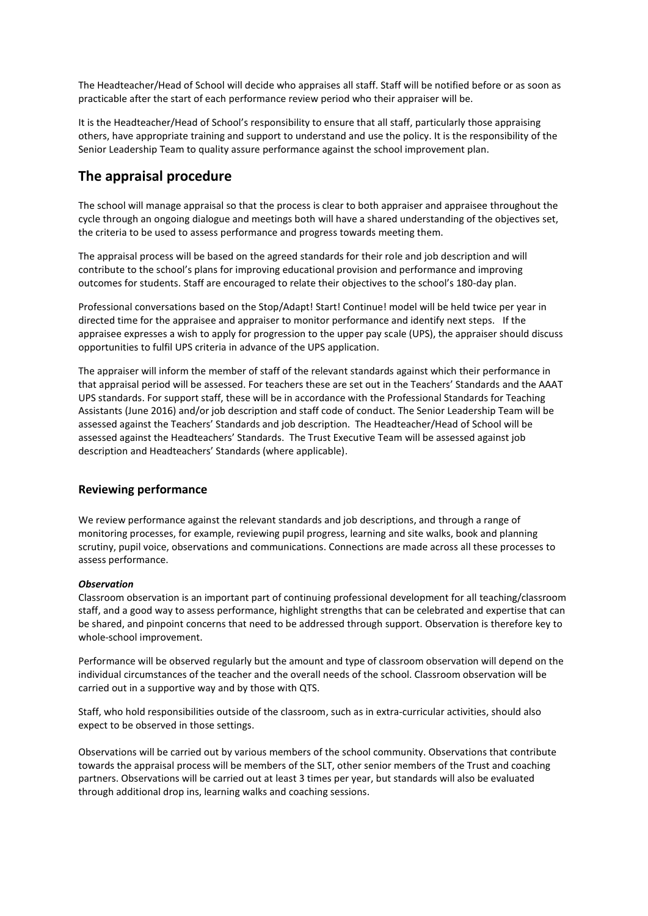The Headteacher/Head of School will decide who appraises all staff. Staff will be notified before or as soon as practicable after the start of each performance review period who their appraiser will be.

It is the Headteacher/Head of School's responsibility to ensure that all staff, particularly those appraising others, have appropriate training and support to understand and use the policy. It is the responsibility of the Senior Leadership Team to quality assure performance against the school improvement plan.

## The appraisal procedure

The school will manage appraisal so that the process is clear to both appraiser and appraisee throughout the cycle through an ongoing dialogue and meetings both will have a shared understanding of the objectives set, the criteria to be used to assess performance and progress towards meeting them.

The appraisal process will be based on the agreed standards for their role and job description and will contribute to the school's plans for improving educational provision and performance and improving outcomes for students. Staff are encouraged to relate their objectives to the school's 180-day plan.

Professional conversations based on the Stop/Adapt! Start! Continue! model will be held twice per year in directed time for the appraisee and appraiser to monitor performance and identify next steps. If the appraisee expresses a wish to apply for progression to the upper pay scale (UPS), the appraiser should discuss opportunities to fulfil UPS criteria in advance of the UPS application.

The appraiser will inform the member of staff of the relevant standards against which their performance in that appraisal period will be assessed. For teachers these are set out in the Teachers' Standards and the AAAT UPS standards. For support staff, these will be in accordance with the Professional Standards for Teaching Assistants (June 2016) and/or job description and staff code of conduct. The Senior Leadership Team will be assessed against the Teachers' Standards and job description. The Headteacher/Head of School will be assessed against the Headteachers' Standards. The Trust Executive Team will be assessed against job description and Headteachers' Standards (where applicable).

### Reviewing performance

We review performance against the relevant standards and job descriptions, and through a range of monitoring processes, for example, reviewing pupil progress, learning and site walks, book and planning scrutiny, pupil voice, observations and communications. Connections are made across all these processes to assess performance.

***Observation***

Classroom observation is an important part of continuing professional development for all teaching/classroom staff, and a good way to assess performance, highlight strengths that can be celebrated and expertise that can be shared, and pinpoint concerns that need to be addressed through support. Observation is therefore key to whole-school improvement.

Performance will be observed regularly but the amount and type of classroom observation will depend on the individual circumstances of the teacher and the overall needs of the school. Classroom observation will be carried out in a supportive way and by those with QTS.

Staff, who hold responsibilities outside of the classroom, such as in extra-curricular activities, should also expect to be observed in those settings.

Observations will be carried out by various members of the school community. Observations that contribute towards the appraisal process will be members of the SLT, other senior members of the Trust and coaching partners. Observations will be carried out at least 3 times per year, but standards will also be evaluated through additional drop ins, learning walks and coaching sessions.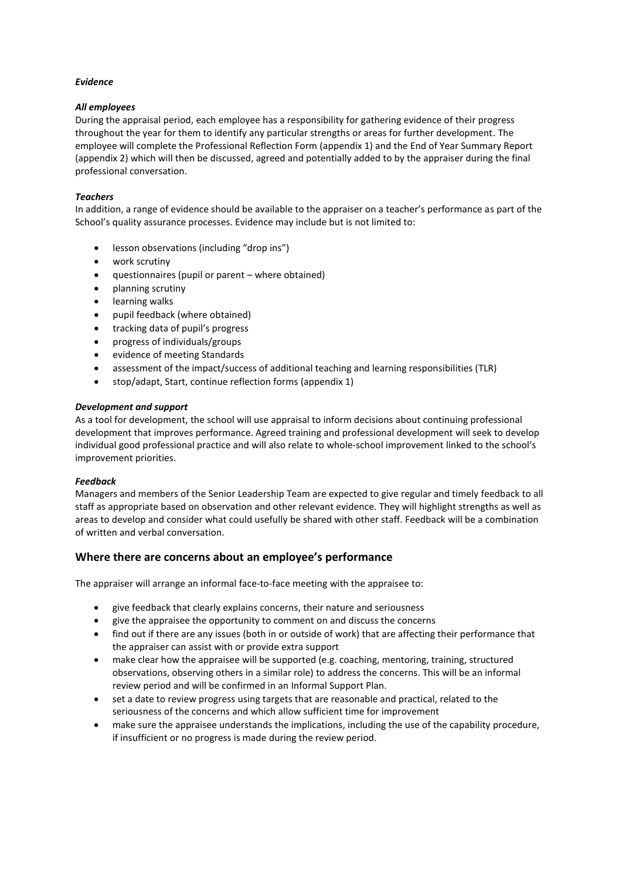***Evidence***

***All employees***

During the appraisal period, each employee has a responsibility for gathering evidence of their progress throughout the year for them to identify any particular strengths or areas for further development. The employee will complete the Professional Reflection Form (appendix 1) and the End of Year Summary Report (appendix 2) which will then be discussed, agreed and potentially added to by the appraiser during the final professional conversation.

***Teachers***

In addition, a range of evidence should be available to the appraiser on a teacher's performance as part of the School's quality assurance processes. Evidence may include but is not limited to:

- lesson observations (including "drop ins")
- work scrutiny
- questionnaires (pupil or parent – where obtained)
- planning scrutiny
- learning walks
- pupil feedback (where obtained)
- tracking data of pupil's progress
- progress of individuals/groups
- evidence of meeting Standards
- assessment of the impact/success of additional teaching and learning responsibilities (TLR)
- stop/adapt, Start, continue reflection forms (appendix 1)

***Development and support***

As a tool for development, the school will use appraisal to inform decisions about continuing professional development that improves performance. Agreed training and professional development will seek to develop individual good professional practice and will also relate to whole-school improvement linked to the school's improvement priorities.

***Feedback***

Managers and members of the Senior Leadership Team are expected to give regular and timely feedback to all staff as appropriate based on observation and other relevant evidence. They will highlight strengths as well as areas to develop and consider what could usefully be shared with other staff. Feedback will be a combination of written and verbal conversation.

## Where there are concerns about an employee's performance

The appraiser will arrange an informal face-to-face meeting with the appraisee to:

- give feedback that clearly explains concerns, their nature and seriousness
- give the appraisee the opportunity to comment on and discuss the concerns
- find out if there are any issues (both in or outside of work) that are affecting their performance that the appraiser can assist with or provide extra support
- make clear how the appraisee will be supported (e.g. coaching, mentoring, training, structured observations, observing others in a similar role) to address the concerns. This will be an informal review period and will be confirmed in an Informal Support Plan.
- set a date to review progress using targets that are reasonable and practical, related to the seriousness of the concerns and which allow sufficient time for improvement
- make sure the appraisee understands the implications, including the use of the capability procedure, if insufficient or no progress is made during the review period.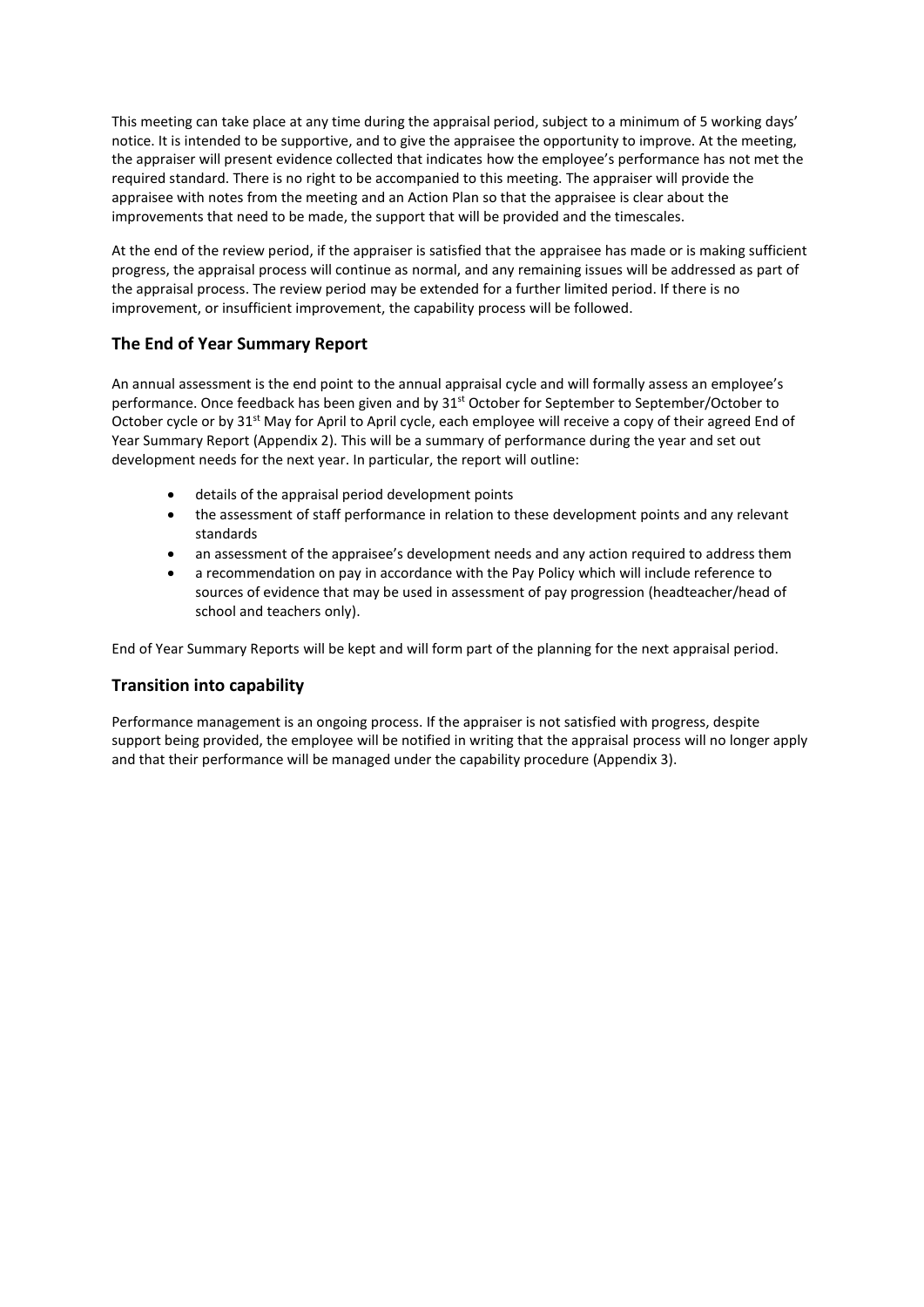This meeting can take place at any time during the appraisal period, subject to a minimum of 5 working days' notice. It is intended to be supportive, and to give the appraisee the opportunity to improve. At the meeting, the appraiser will present evidence collected that indicates how the employee's performance has not met the required standard. There is no right to be accompanied to this meeting. The appraiser will provide the appraisee with notes from the meeting and an Action Plan so that the appraisee is clear about the improvements that need to be made, the support that will be provided and the timescales.

At the end of the review period, if the appraiser is satisfied that the appraisee has made or is making sufficient progress, the appraisal process will continue as normal, and any remaining issues will be addressed as part of the appraisal process. The review period may be extended for a further limited period. If there is no improvement, or insufficient improvement, the capability process will be followed.

## The End of Year Summary Report

An annual assessment is the end point to the annual appraisal cycle and will formally assess an employee's performance. Once feedback has been given and by 31st October for September to September/October to October cycle or by 31st May for April to April cycle, each employee will receive a copy of their agreed End of Year Summary Report (Appendix 2). This will be a summary of performance during the year and set out development needs for the next year. In particular, the report will outline:

- details of the appraisal period development points
- the assessment of staff performance in relation to these development points and any relevant standards
- an assessment of the appraisee's development needs and any action required to address them
- a recommendation on pay in accordance with the Pay Policy which will include reference to sources of evidence that may be used in assessment of pay progression (headteacher/head of school and teachers only).

End of Year Summary Reports will be kept and will form part of the planning for the next appraisal period.

## Transition into capability

Performance management is an ongoing process. If the appraiser is not satisfied with progress, despite support being provided, the employee will be notified in writing that the appraisal process will no longer apply and that their performance will be managed under the capability procedure (Appendix 3).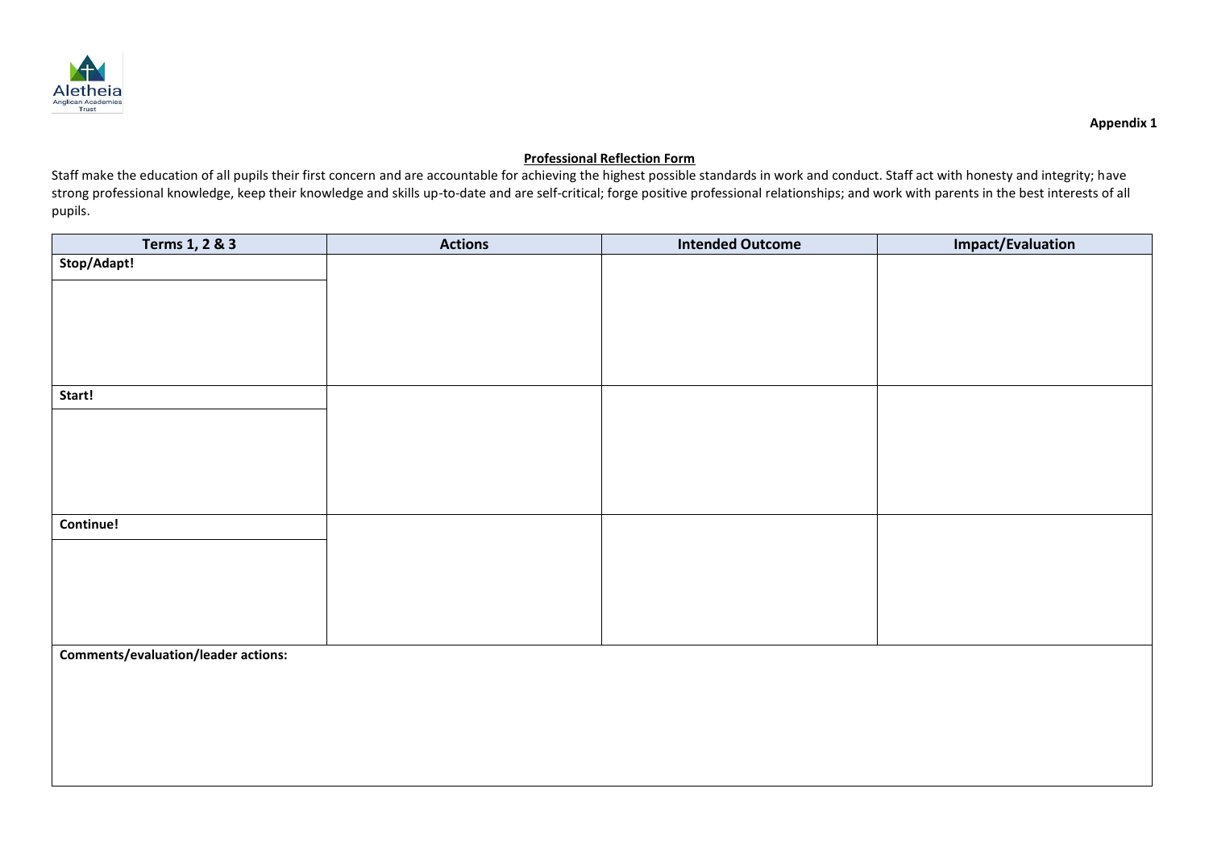**Appendix 1**

**Professional Reflection Form**

Staff make the education of all pupils their first concern and are accountable for achieving the highest possible standards in work and conduct. Staff act with honesty and integrity; have strong professional knowledge, keep their knowledge and skills up-to-date and are self-critical; forge positive professional relationships; and work with parents in the best interests of all pupils.

| Terms 1, 2 & 3 | Actions | Intended Outcome | Impact/Evaluation |
|---|---|---|---|
| **Stop/Adapt!** | | | |
| **Start!** | | | |
| **Continue!** | | | |
| **Comments/evaluation/leader actions:** | | | |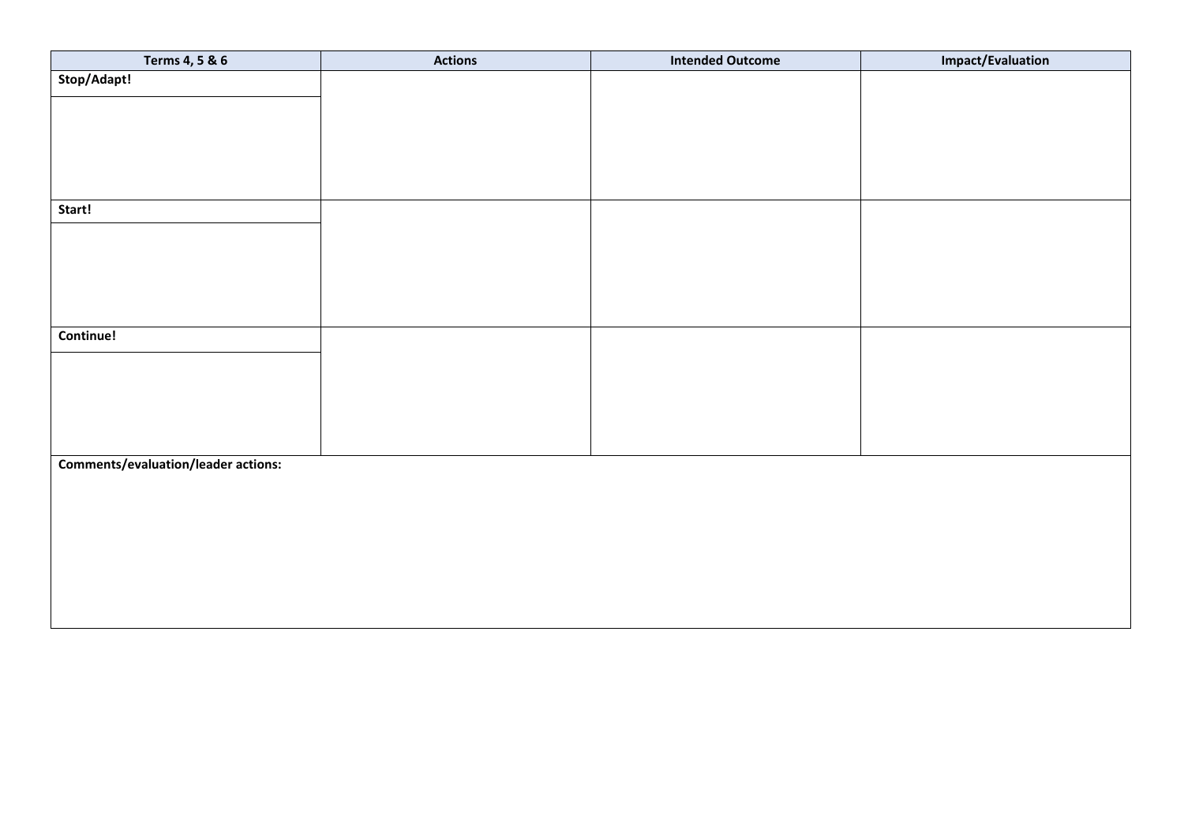| Terms 4, 5 & 6 | Actions | Intended Outcome | Impact/Evaluation |
| --- | --- | --- | --- |
| **Stop/Adapt!** | | | |
| **Start!** | | | |
| **Continue!** | | | |
| **Comments/evaluation/leader actions:** | | | |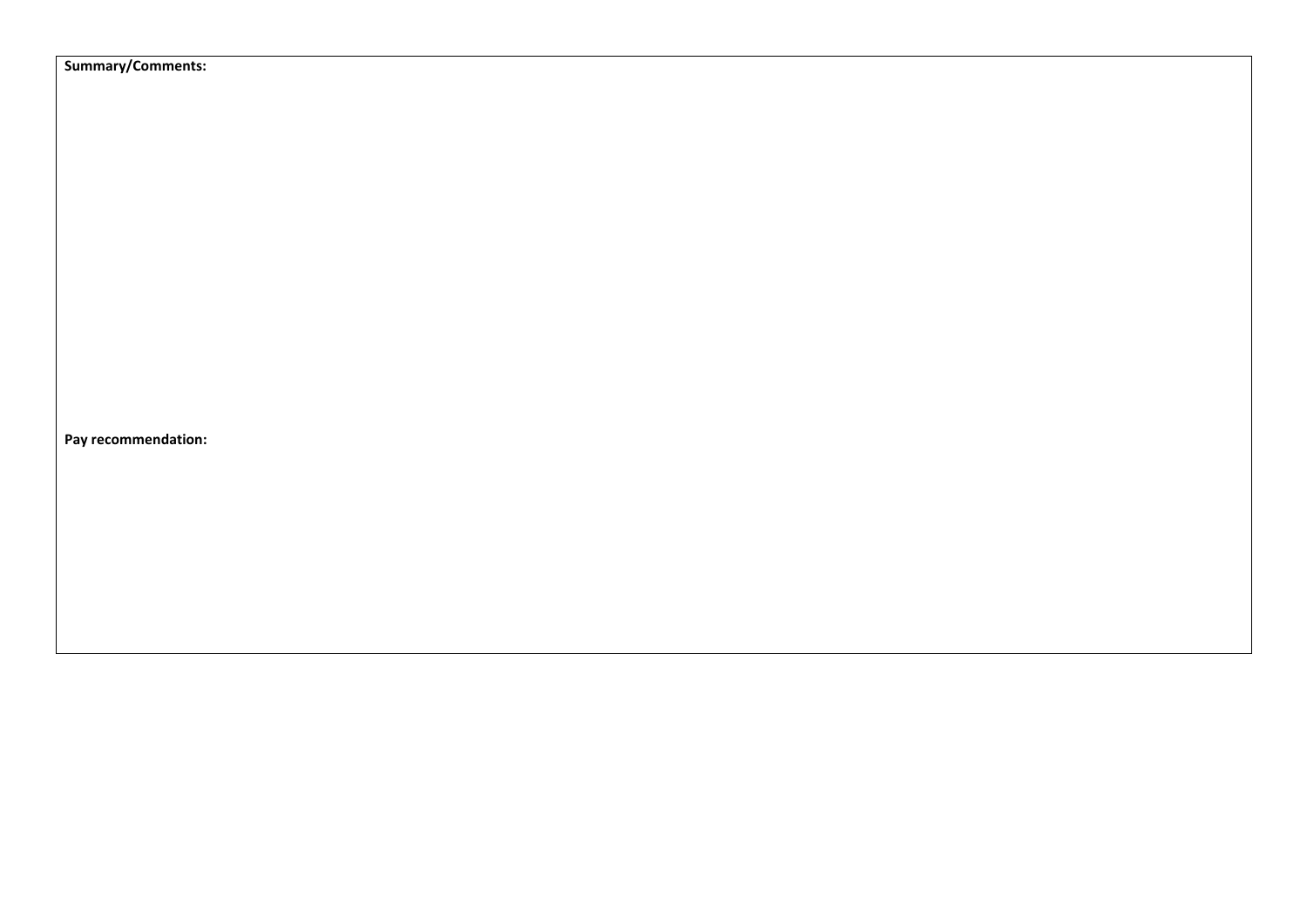**Summary/Comments:**

**Pay recommendation:**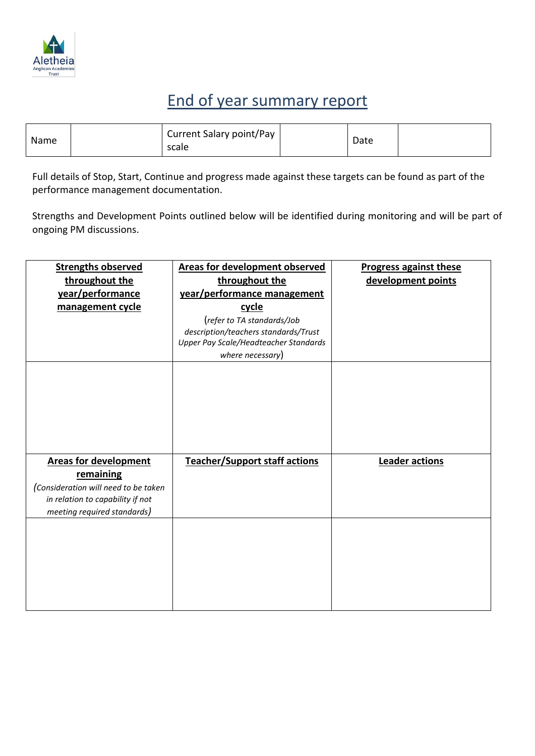# End of year summary report

| Name | | Current Salary point/Pay scale | | Date | |
|---|---|---|---|---|---|

Full details of Stop, Start, Continue and progress made against these targets can be found as part of the performance management documentation.

Strengths and Development Points outlined below will be identified during monitoring and will be part of ongoing PM discussions.

| **Strengths observed throughout the year/performance management cycle** | **Areas for development observed throughout the year/performance management cycle** (*refer to TA standards/Job description/teachers standards/Trust Upper Pay Scale/Headteacher Standards where necessary*) | **Progress against these development points** |
|---|---|---|
| | | |
| **Areas for development remaining** (*Consideration will need to be taken in relation to capability if not meeting required standards*) | **Teacher/Support staff actions** | **Leader actions** |
| | | |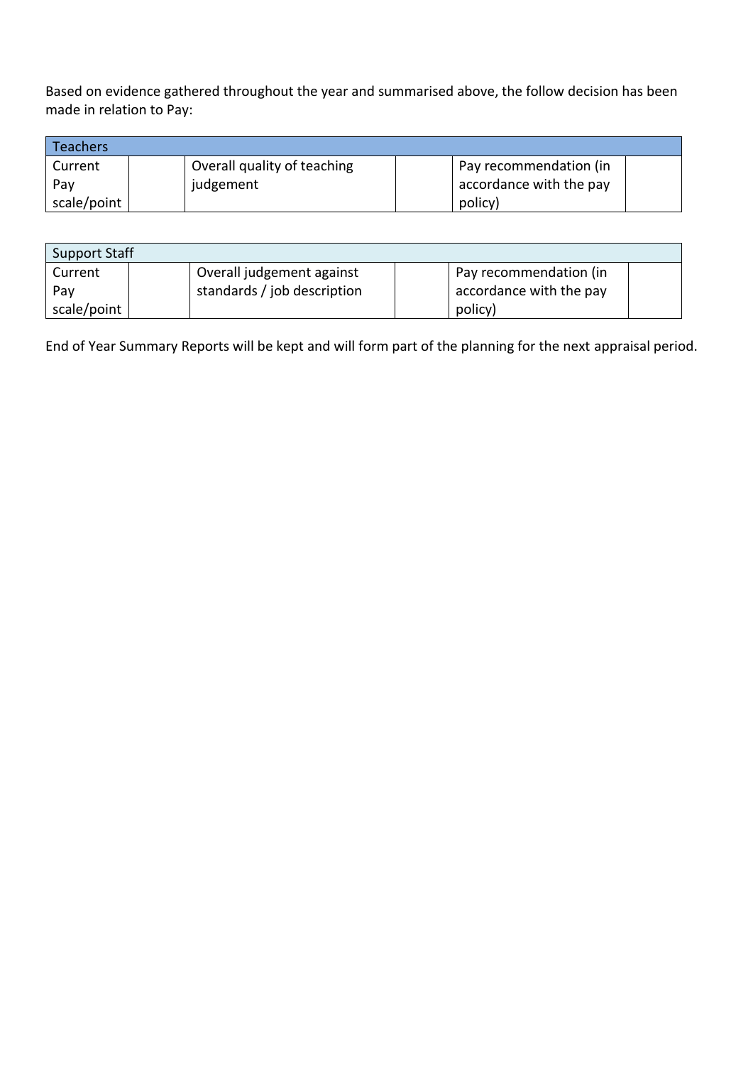Based on evidence gathered throughout the year and summarised above, the follow decision has been made in relation to Pay:

| Teachers | | | | | |
|---|---|---|---|---|---|
| Current Pay scale/point | | Overall quality of teaching judgement | | Pay recommendation (in accordance with the pay policy) | |

| Support Staff | | | | | |
|---|---|---|---|---|---|
| Current Pay scale/point | | Overall judgement against standards / job description | | Pay recommendation (in accordance with the pay policy) | |

End of Year Summary Reports will be kept and will form part of the planning for the next appraisal period.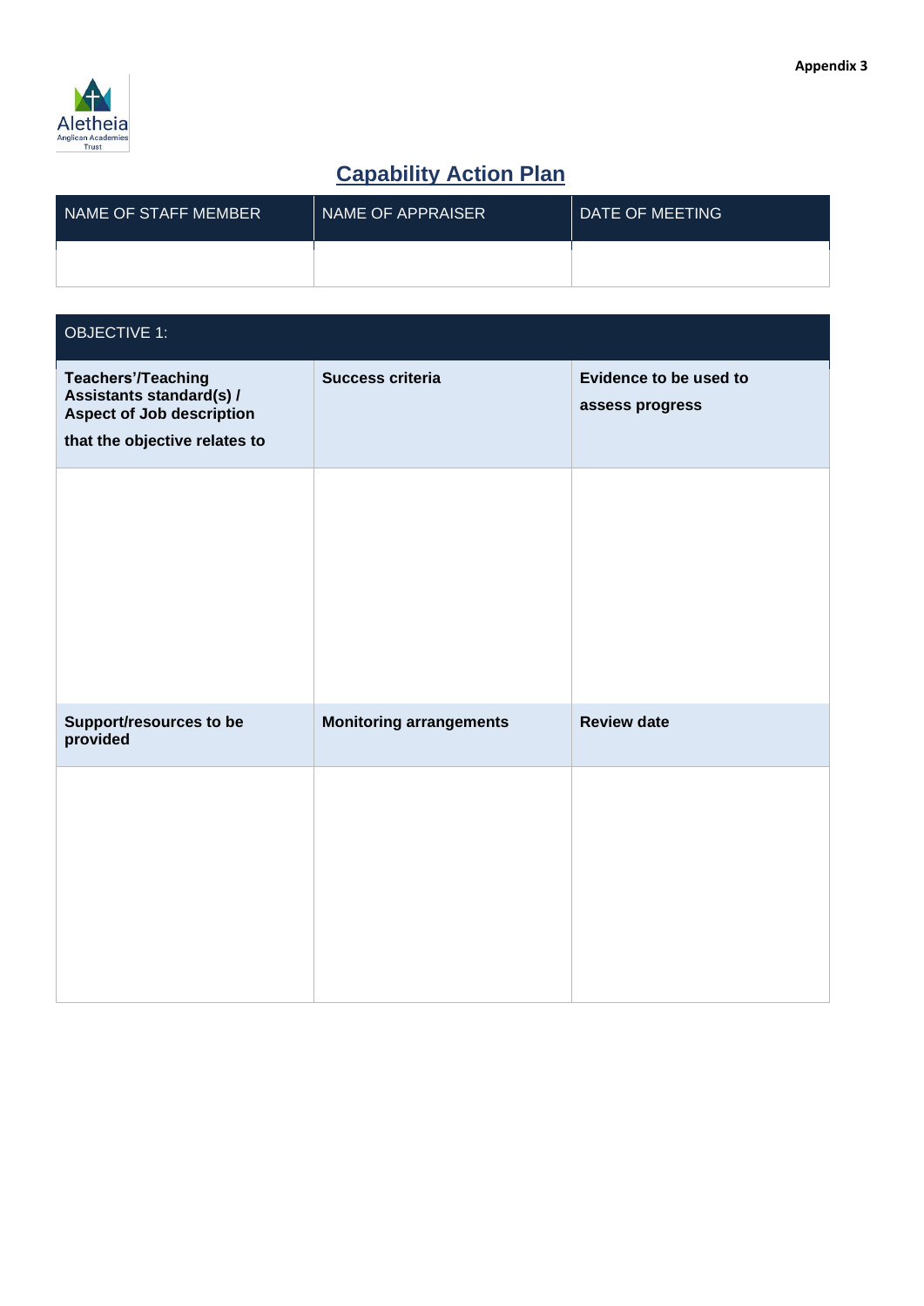Appendix 3

Aletheia Anglican Academies Trust

# Capability Action Plan

| NAME OF STAFF MEMBER | NAME OF APPRAISER | DATE OF MEETING |
| --- | --- | --- |
| | | |

| OBJECTIVE 1: | | |
| --- | --- | --- |
| **Teachers'/Teaching Assistants standard(s) / Aspect of Job description that the objective relates to** | **Success criteria** | **Evidence to be used to assess progress** |
| | | |
| **Support/resources to be provided** | **Monitoring arrangements** | **Review date** |
| | | |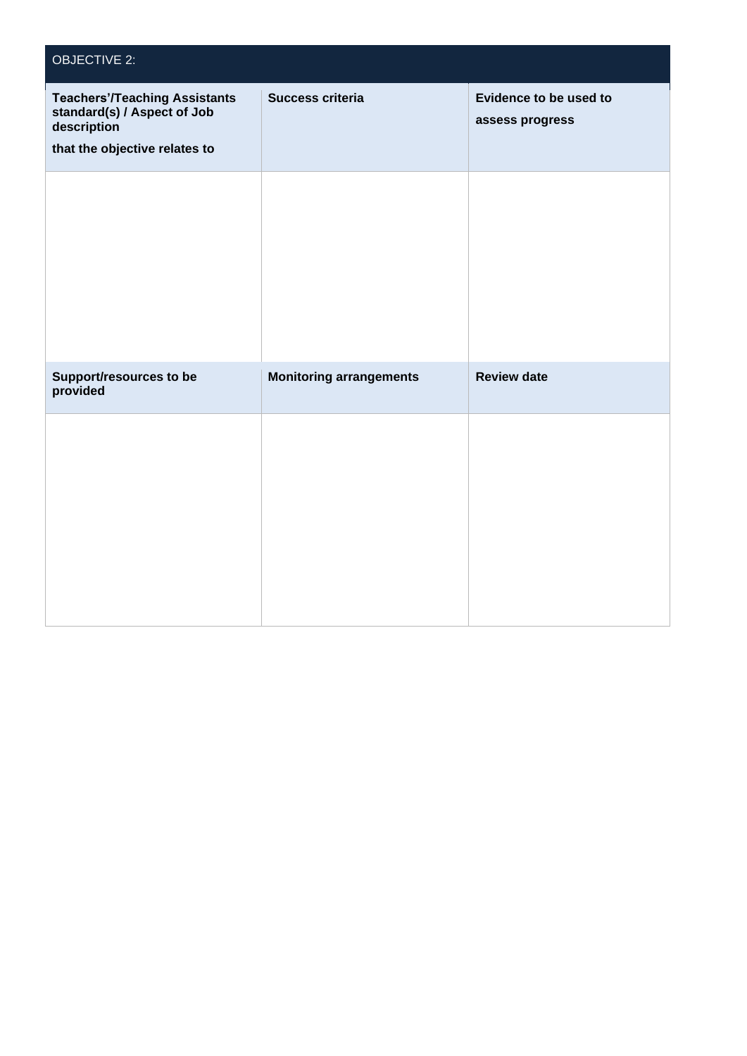| OBJECTIVE 2: | | |
|---|---|---|
| **Teachers'/Teaching Assistants standard(s) / Aspect of Job description**<br>**that the objective relates to** | **Success criteria** | **Evidence to be used to**<br>**assess progress** |
| | | |
| **Support/resources to be provided** | **Monitoring arrangements** | **Review date** |
| | | |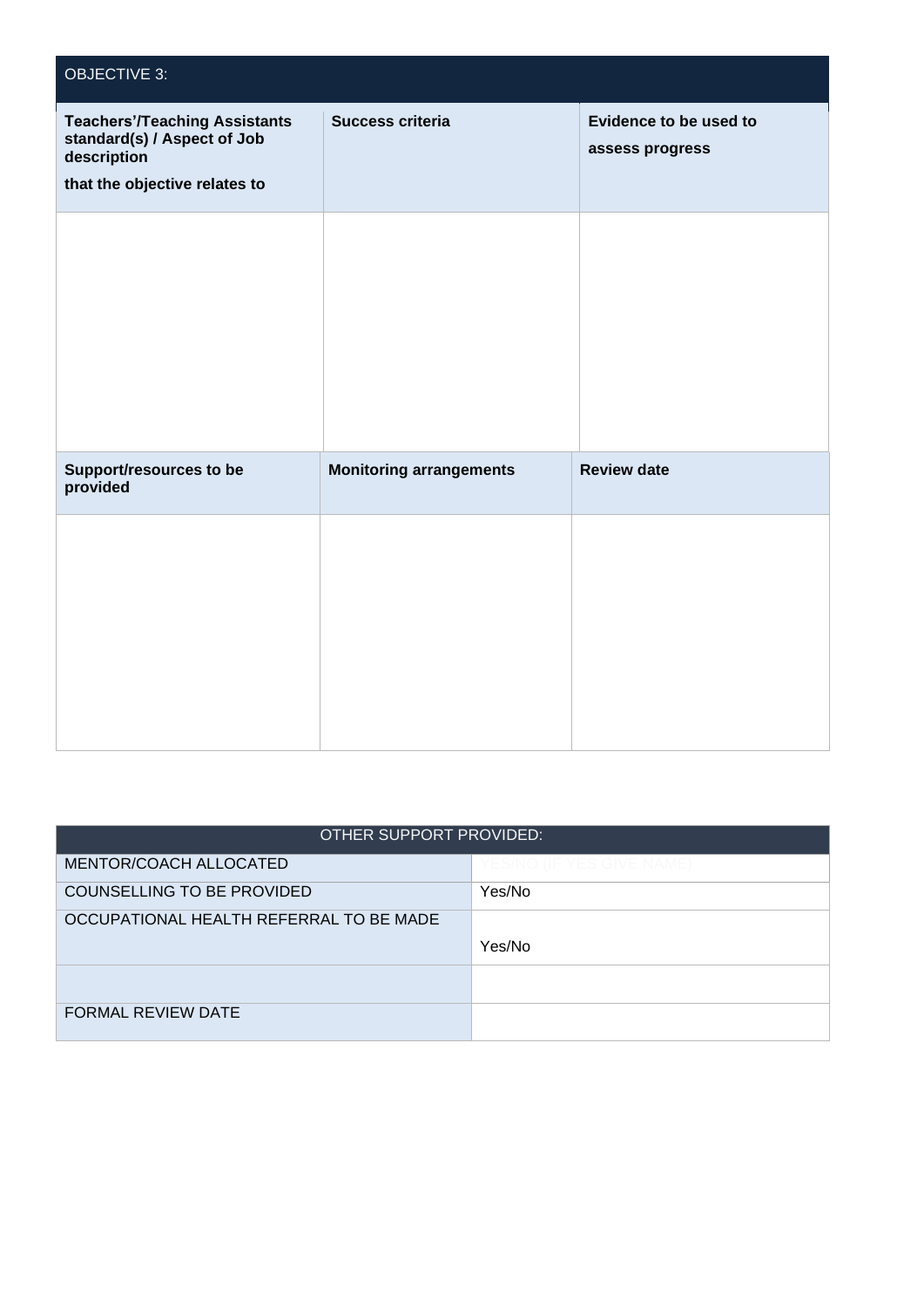| OBJECTIVE 3: | | |
|---|---|---|
| **Teachers'/Teaching Assistants standard(s) / Aspect of Job description**<br><br>**that the objective relates to** | **Success criteria** | **Evidence to be used to**<br><br>**assess progress** |
| | | |
| **Support/resources to be provided** | **Monitoring arrangements** | **Review date** |
| | | |

| OTHER SUPPORT PROVIDED: | |
|---|---|
| MENTOR/COACH ALLOCATED | YES/NO (IF YES GIVE NAME) |
| COUNSELLING TO BE PROVIDED | Yes/No |
| OCCUPATIONAL HEALTH REFERRAL TO BE MADE | Yes/No |
| | |
| FORMAL REVIEW DATE | |